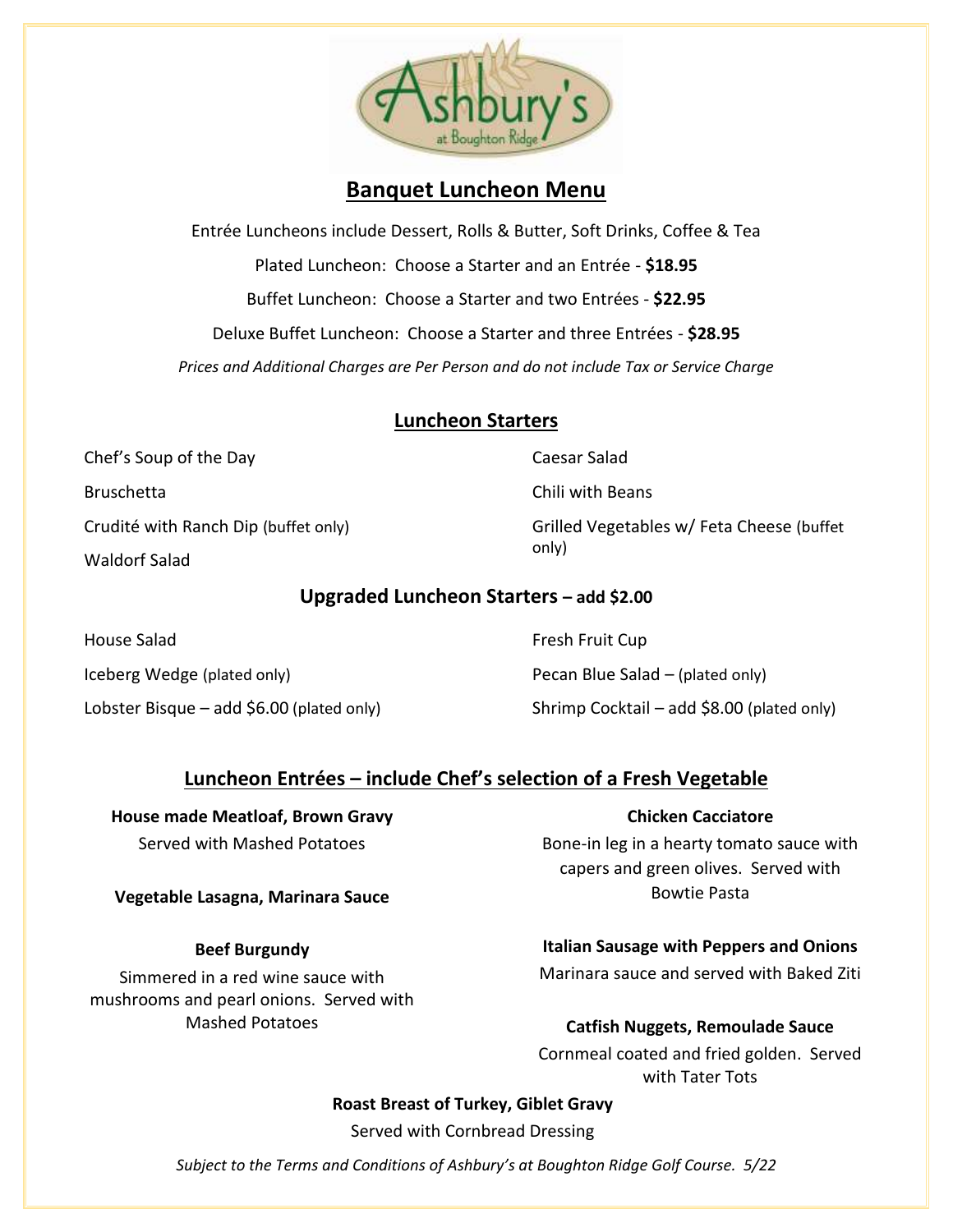# Banquet Luncheon Menu

Entrée Luncheons include Dessert, Rolls & Butter, Soft Drinks, Coffee & Tea

Plated Luncheon: Choose a Starter and an Entrée - **$18.95**

Buffet Luncheon: Choose a Starter and two Entrées - **$22.95**

Deluxe Buffet Luncheon: Choose a Starter and three Entrées - **$28.95**

*Prices and Additional Charges are Per Person and do not include Tax or Service Charge*

## Luncheon Starters

Chef's Soup of the Day

Bruschetta

Crudité with Ranch Dip (buffet only)

Waldorf Salad

Caesar Salad

Chili with Beans

Grilled Vegetables w/ Feta Cheese (buffet only)

## Upgraded Luncheon Starters – add $2.00

House Salad

Iceberg Wedge (plated only)

Lobster Bisque – add $6.00 (plated only)

Fresh Fruit Cup

Pecan Blue Salad – (plated only)

Shrimp Cocktail – add $8.00 (plated only)

## Luncheon Entrées – include Chef's selection of a Fresh Vegetable

**House made Meatloaf, Brown Gravy**
Served with Mashed Potatoes

**Vegetable Lasagna, Marinara Sauce**

**Beef Burgundy**
Simmered in a red wine sauce with mushrooms and pearl onions. Served with Mashed Potatoes

**Chicken Cacciatore**
Bone-in leg in a hearty tomato sauce with capers and green olives. Served with Bowtie Pasta

**Italian Sausage with Peppers and Onions**
Marinara sauce and served with Baked Ziti

**Catfish Nuggets, Remoulade Sauce**
Cornmeal coated and fried golden. Served with Tater Tots

**Roast Breast of Turkey, Giblet Gravy**
Served with Cornbread Dressing

*Subject to the Terms and Conditions of Ashbury's at Boughton Ridge Golf Course. 5/22*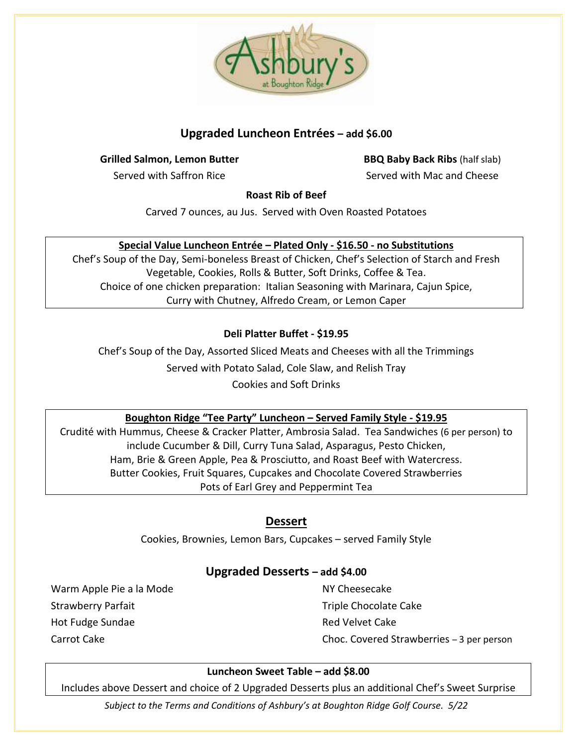Ashbury's at Boughton Ridge

## Upgraded Luncheon Entrées – add $6.00

**Grilled Salmon, Lemon Butter**
Served with Saffron Rice

**BBQ Baby Back Ribs** (half slab)
Served with Mac and Cheese

**Roast Rib of Beef**
Carved 7 ounces, au Jus. Served with Oven Roasted Potatoes

**Special Value Luncheon Entrée – Plated Only - $16.50 - no Substitutions**

Chef's Soup of the Day, Semi-boneless Breast of Chicken, Chef's Selection of Starch and Fresh Vegetable, Cookies, Rolls & Butter, Soft Drinks, Coffee & Tea.
Choice of one chicken preparation: Italian Seasoning with Marinara, Cajun Spice, Curry with Chutney, Alfredo Cream, or Lemon Caper

**Deli Platter Buffet - $19.95**

Chef's Soup of the Day, Assorted Sliced Meats and Cheeses with all the Trimmings
Served with Potato Salad, Cole Slaw, and Relish Tray
Cookies and Soft Drinks

**Boughton Ridge "Tee Party" Luncheon – Served Family Style - $19.95**

Crudité with Hummus, Cheese & Cracker Platter, Ambrosia Salad. Tea Sandwiches (6 per person) to include Cucumber & Dill, Curry Tuna Salad, Asparagus, Pesto Chicken, Ham, Brie & Green Apple, Pea & Prosciutto, and Roast Beef with Watercress.
Butter Cookies, Fruit Squares, Cupcakes and Chocolate Covered Strawberries
Pots of Earl Grey and Peppermint Tea

## Dessert

Cookies, Brownies, Lemon Bars, Cupcakes – served Family Style

## Upgraded Desserts – add $4.00

Warm Apple Pie a la Mode
Strawberry Parfait
Hot Fudge Sundae
Carrot Cake
NY Cheesecake
Triple Chocolate Cake
Red Velvet Cake
Choc. Covered Strawberries – 3 per person

**Luncheon Sweet Table – add $8.00**

Includes above Dessert and choice of 2 Upgraded Desserts plus an additional Chef's Sweet Surprise

*Subject to the Terms and Conditions of Ashbury's at Boughton Ridge Golf Course. 5/22*